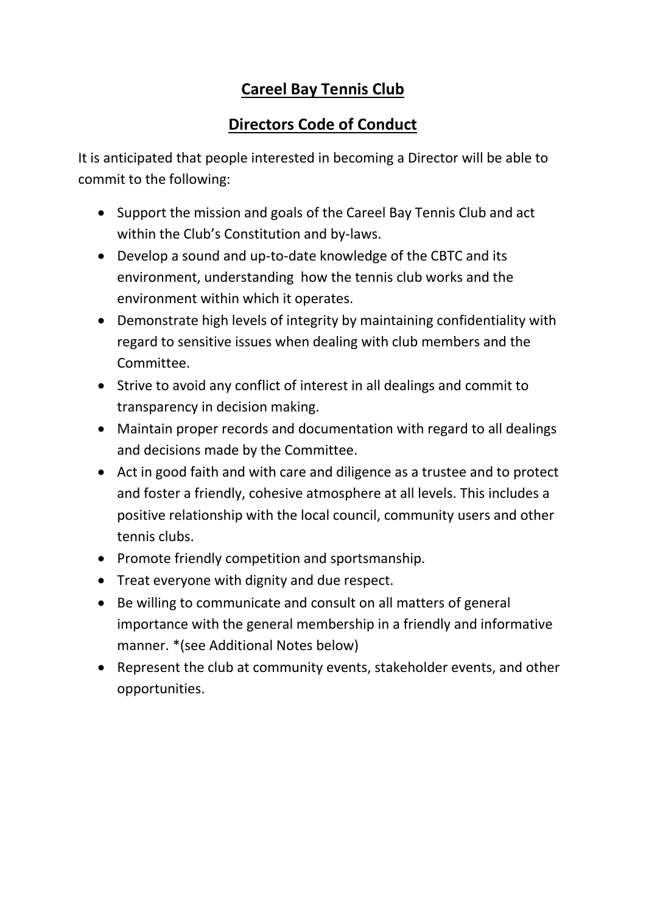# Careel Bay Tennis Club

## Directors Code of Conduct

It is anticipated that people interested in becoming a Director will be able to commit to the following:

- Support the mission and goals of the Careel Bay Tennis Club and act within the Club's Constitution and by-laws.
- Develop a sound and up-to-date knowledge of the CBTC and its environment, understanding how the tennis club works and the environment within which it operates.
- Demonstrate high levels of integrity by maintaining confidentiality with regard to sensitive issues when dealing with club members and the Committee.
- Strive to avoid any conflict of interest in all dealings and commit to transparency in decision making.
- Maintain proper records and documentation with regard to all dealings and decisions made by the Committee.
- Act in good faith and with care and diligence as a trustee and to protect and foster a friendly, cohesive atmosphere at all levels. This includes a positive relationship with the local council, community users and other tennis clubs.
- Promote friendly competition and sportsmanship.
- Treat everyone with dignity and due respect.
- Be willing to communicate and consult on all matters of general importance with the general membership in a friendly and informative manner. *(see Additional Notes below)
- Represent the club at community events, stakeholder events, and other opportunities.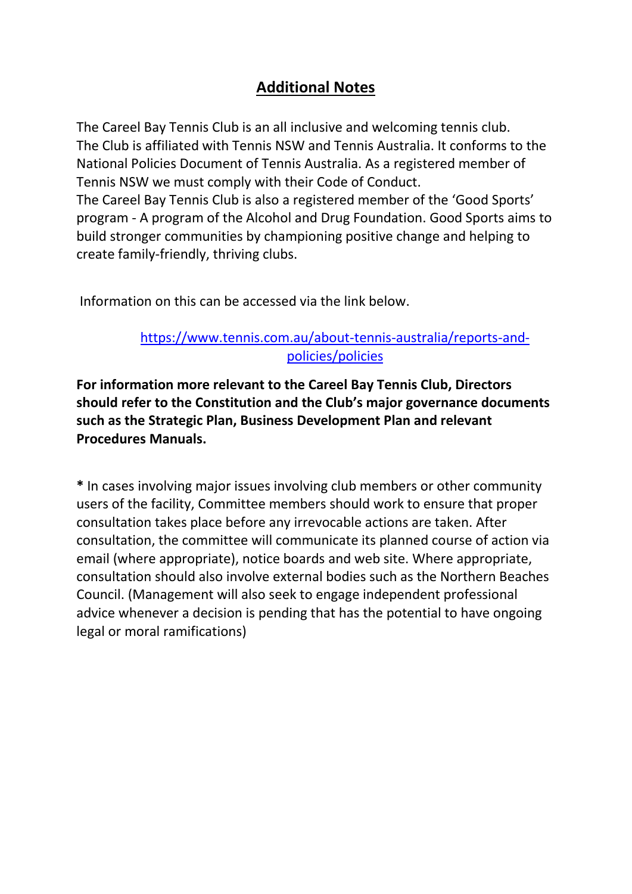## Additional Notes

The Careel Bay Tennis Club is an all inclusive and welcoming tennis club.
The Club is affiliated with Tennis NSW and Tennis Australia. It conforms to the National Policies Document of Tennis Australia. As a registered member of Tennis NSW we must comply with their Code of Conduct.
The Careel Bay Tennis Club is also a registered member of the 'Good Sports' program - A program of the Alcohol and Drug Foundation. Good Sports aims to build stronger communities by championing positive change and helping to create family-friendly, thriving clubs.

Information on this can be accessed via the link below.

https://www.tennis.com.au/about-tennis-australia/reports-and-policies/policies

**For information more relevant to the Careel Bay Tennis Club, Directors should refer to the Constitution and the Club's major governance documents such as the Strategic Plan, Business Development Plan and relevant Procedures Manuals.**

**\*** In cases involving major issues involving club members or other community users of the facility, Committee members should work to ensure that proper consultation takes place before any irrevocable actions are taken. After consultation, the committee will communicate its planned course of action via email (where appropriate), notice boards and web site. Where appropriate, consultation should also involve external bodies such as the Northern Beaches Council. (Management will also seek to engage independent professional advice whenever a decision is pending that has the potential to have ongoing legal or moral ramifications)